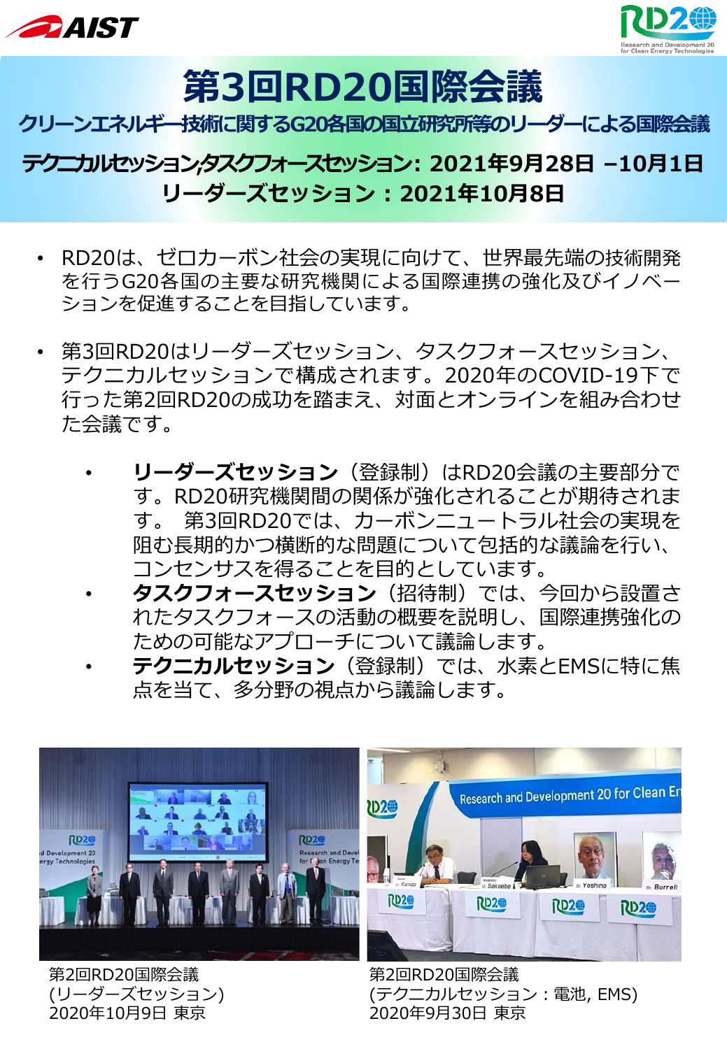# 第3回RD20国際会議

**クリーンエネルギー技術に関するG20各国の国立研究所等のリーダーによる国際会議**

**テクニカルセッション,タスクフォースセッション: 2021年9月28日 –10月1日**
**リーダーズセッション：2021年10月8日**

- RD20は、ゼロカーボン社会の実現に向けて、世界最先端の技術開発を行うG20各国の主要な研究機関による国際連携の強化及びイノベーションを促進することを目指しています。

- 第3回RD20はリーダーズセッション、タスクフォースセッション、テクニカルセッションで構成されます。2020年のCOVID-19下で行った第2回RD20の成功を踏まえ、対面とオンラインを組み合わせた会議です。

  - **リーダーズセッション**（登録制）はRD20会議の主要部分です。RD20研究機関間の関係が強化されることが期待されます。 第3回RD20では、カーボンニュートラル社会の実現を阻む長期的かつ横断的な問題について包括的な議論を行い、コンセンサスを得ることを目的としています。
  - **タスクフォースセッション**（招待制）では、今回から設置されたタスクフォースの活動の概要を説明し、国際連携強化のための可能なアプローチについて議論します。
  - **テクニカルセッション**（登録制）では、水素とEMSに特に焦点を当て、多分野の視点から議論します。

第2回RD20国際会議
(リーダーズセッション)
2020年10月9日 東京

第2回RD20国際会議
(テクニカルセッション：電池, EMS)
2020年9月30日 東京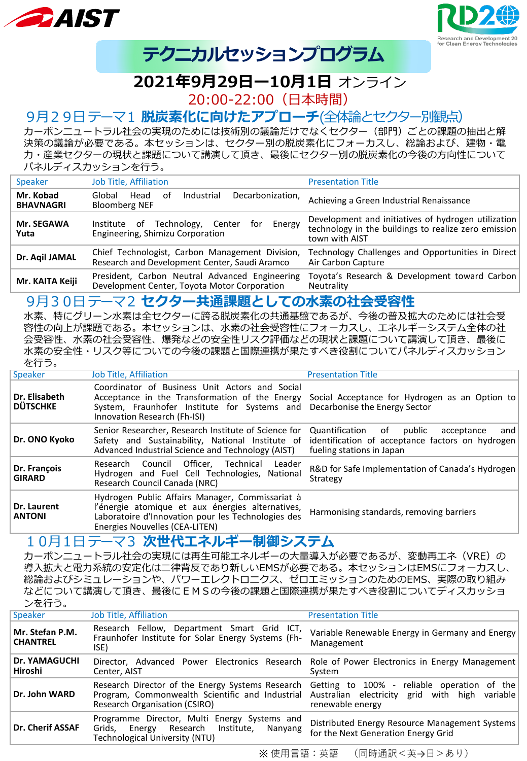AIST

RD20 Research and Development 20 for Clean Energy Technologies

# テクニカルセッションプログラム

**2021年9月29日ー10月1日** オンライン

20:00-22:00（日本時間）

## 9月２９日テーマ１ **脱炭素化に向けたアプローチ**(全体論とセクター別観点)

カーボンニュートラル社会の実現のためには技術別の議論だけでなくセクター（部門）ごとの課題の抽出と解決策の議論が必要である。本セッションは、セクター別の脱炭素化にフォーカスし、総論および、建物・電力・産業セクターの現状と課題について講演して頂き、最後にセクター別の脱炭素化の今後の方向性についてパネルディスカッションを行う。

| Speaker | Job Title, Affiliation | Presentation Title |
|---|---|---|
| **Mr. Kobad BHAVNAGRI** | Global Head of Industrial Decarbonization, Bloomberg NEF | Achieving a Green Industrial Renaissance |
| **Mr. SEGAWA Yuta** | Institute of Technology, Center for Energy Engineering, Shimizu Corporation | Development and initiatives of hydrogen utilization technology in the buildings to realize zero emission town with AIST |
| **Dr. Aqil JAMAL** | Chief Technologist, Carbon Management Division, Research and Development Center, Saudi Aramco | Technology Challenges and Opportunities in Direct Air Carbon Capture |
| **Mr. KAITA Keiji** | President, Carbon Neutral Advanced Engineering Development Center, Toyota Motor Corporation | Toyota's Research & Development toward Carbon Neutrality |

## 9月３０日テーマ２ **セクター共通課題としての水素の社会受容性**

水素、特にグリーン水素は全セクターに跨る脱炭素化の共通基盤であるが、今後の普及拡大のためには社会受容性の向上が課題である。本セッションは、水素の社会受容性にフォーカスし、エネルギーシステム全体の社会受容性、水素の社会受容性、爆発などの安全性リスク評価などの現状と課題について講演して頂き、最後に水素の安全性・リスク等についての今後の課題と国際連携が果たすべき役割についてパネルディスカッションを行う。

| Speaker | Job Title, Affiliation | Presentation Title |
|---|---|---|
| **Dr. Elisabeth DÜTSCHKE** | Coordinator of Business Unit Actors and Social Acceptance in the Transformation of the Energy System, Fraunhofer Institute for Systems and Innovation Research (Fh-ISI) | Social Acceptance for Hydrogen as an Option to Decarbonise the Energy Sector |
| **Dr. ONO Kyoko** | Senior Researcher, Research Institute of Science for Safety and Sustainability, National Institute of Advanced Industrial Science and Technology (AIST) | Quantification of public acceptance and identification of acceptance factors on hydrogen fueling stations in Japan |
| **Dr. François GIRARD** | Research Council Officer, Technical Leader Hydrogen and Fuel Cell Technologies, National Research Council Canada (NRC) | R&D for Safe Implementation of Canada's Hydrogen Strategy |
| **Dr. Laurent ANTONI** | Hydrogen Public Affairs Manager, Commissariat à l'énergie atomique et aux énergies alternatives, Laboratoire d'Innovation pour les Technologies des Energies Nouvelles (CEA-LITEN) | Harmonising standards, removing barriers |

## １０月１日テーマ３ **次世代エネルギー制御システム**

カーボンニュートラル社会の実現には再生可能エネルギーの大量導入が必要であるが、変動再エネ（VRE）の導入拡大と電力系統の安定化は二律背反であり新しいEMSが必要である。本セッションはEMSにフォーカスし、総論およびシミュレーションや、パワーエレクトロニクス、ゼロエミッションのためのEMS、実際の取り組みなどについて講演して頂き、最後にＥＭＳの今後の課題と国際連携が果たすべき役割についてディスカッションを行う。

| Speaker | Job Title, Affiliation | Presentation Title |
|---|---|---|
| **Mr. Stefan P.M. CHANTREL** | Research Fellow, Department Smart Grid ICT, Fraunhofer Institute for Solar Energy Systems (Fh-ISE) | Variable Renewable Energy in Germany and Energy Management |
| **Dr. YAMAGUCHI Hiroshi** | Director, Advanced Power Electronics Research Center, AIST | Role of Power Electronics in Energy Management System |
| **Dr. John WARD** | Research Director of the Energy Systems Research Program, Commonwealth Scientific and Industrial Research Organisation (CSIRO) | Getting to 100% - reliable operation of the Australian electricity grid with high variable renewable energy |
| **Dr. Cherif ASSAF** | Programme Director, Multi Energy Systems and Grids, Energy Research Institute, Nanyang Technological University (NTU) | Distributed Energy Resource Management Systems for the Next Generation Energy Grid |

※使用言語：英語　（同時通訳＜英→日＞あり）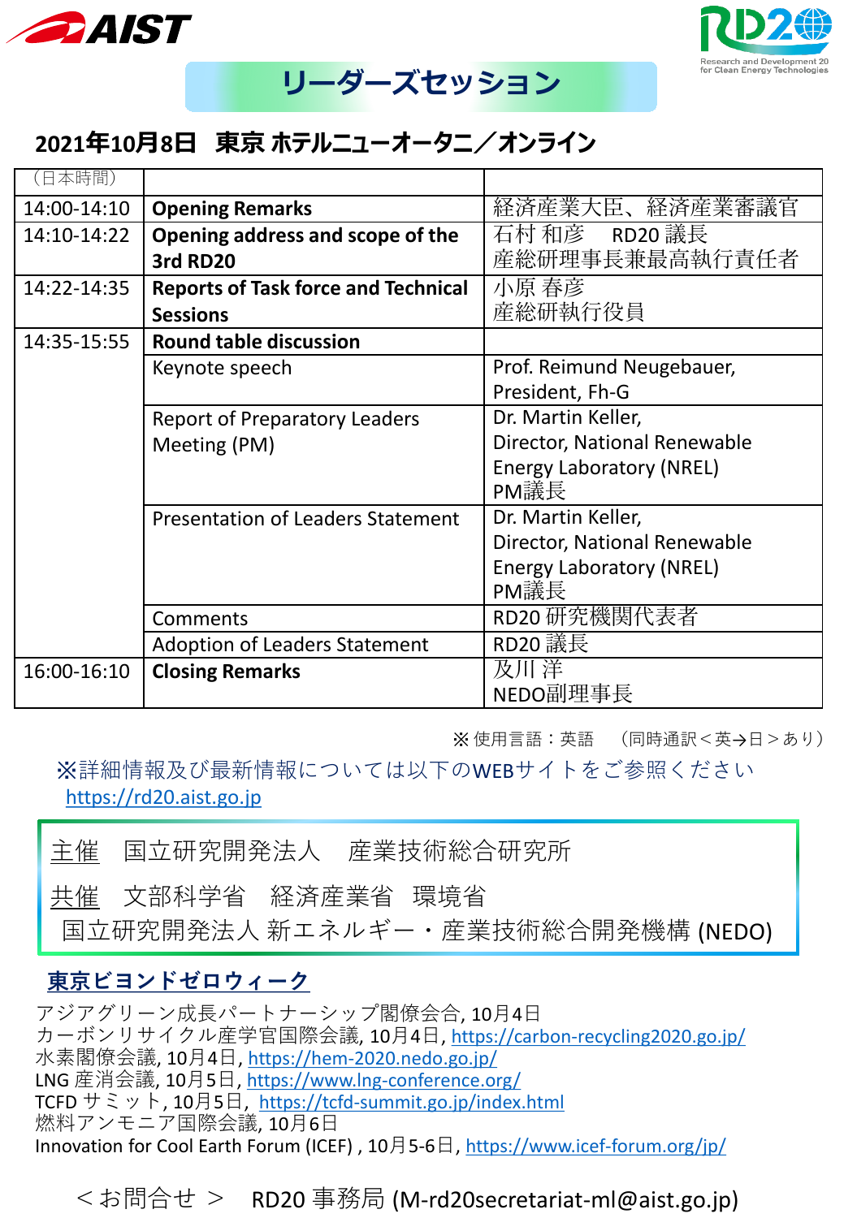AIST

RD20 Research and Development 20 for Clean Energy Technologies

# リーダーズセッション

## 2021年10月8日　東京 ホテルニューオータニ／オンライン

| （日本時間） | | |
|---|---|---|
| 14:00-14:10 | **Opening Remarks** | 経済産業大臣、経済産業審議官 |
| 14:10-14:22 | **Opening address and scope of the 3rd RD20** | 石村 和彦　RD20 議長<br>産総研理事長兼最高執行責任者 |
| 14:22-14:35 | **Reports of Task force and Technical Sessions** | 小原 春彦<br>産総研執行役員 |
| 14:35-15:55 | **Round table discussion** | |
| | Keynote speech | Prof. Reimund Neugebauer, President, Fh-G |
| | Report of Preparatory Leaders Meeting (PM) | Dr. Martin Keller, Director, National Renewable Energy Laboratory (NREL)<br>PM議長 |
| | Presentation of Leaders Statement | Dr. Martin Keller, Director, National Renewable Energy Laboratory (NREL)<br>PM議長 |
| | Comments | RD20 研究機関代表者 |
| | Adoption of Leaders Statement | RD20 議長 |
| 16:00-16:10 | **Closing Remarks** | 及川 洋<br>NEDO副理事長 |

※ 使用言語：英語　（同時通訳＜英→日＞あり）

※詳細情報及び最新情報については以下のWEBサイトをご参照ください
https://rd20.aist.go.jp

主催　国立研究開発法人　産業技術総合研究所

共催　文部科学省　経済産業省　環境省
国立研究開発法人 新エネルギー・産業技術総合開発機構 (NEDO)

**東京ビヨンドゼロウィーク**

アジアグリーン成長パートナーシップ閣僚会合, 10月4日
カーボンリサイクル産学官国際会議, 10月4日, https://carbon-recycling2020.go.jp/
水素閣僚会議, 10月4日, https://hem-2020.nedo.go.jp/
LNG 産消会議, 10月5日, https://www.lng-conference.org/
TCFD サミット, 10月5日, https://tcfd-summit.go.jp/index.html
燃料アンモニア国際会議, 10月6日
Innovation for Cool Earth Forum (ICEF) , 10月5-6日, https://www.icef-forum.org/jp/

＜お問合せ ＞　RD20 事務局 (M-rd20secretariat-ml@aist.go.jp)